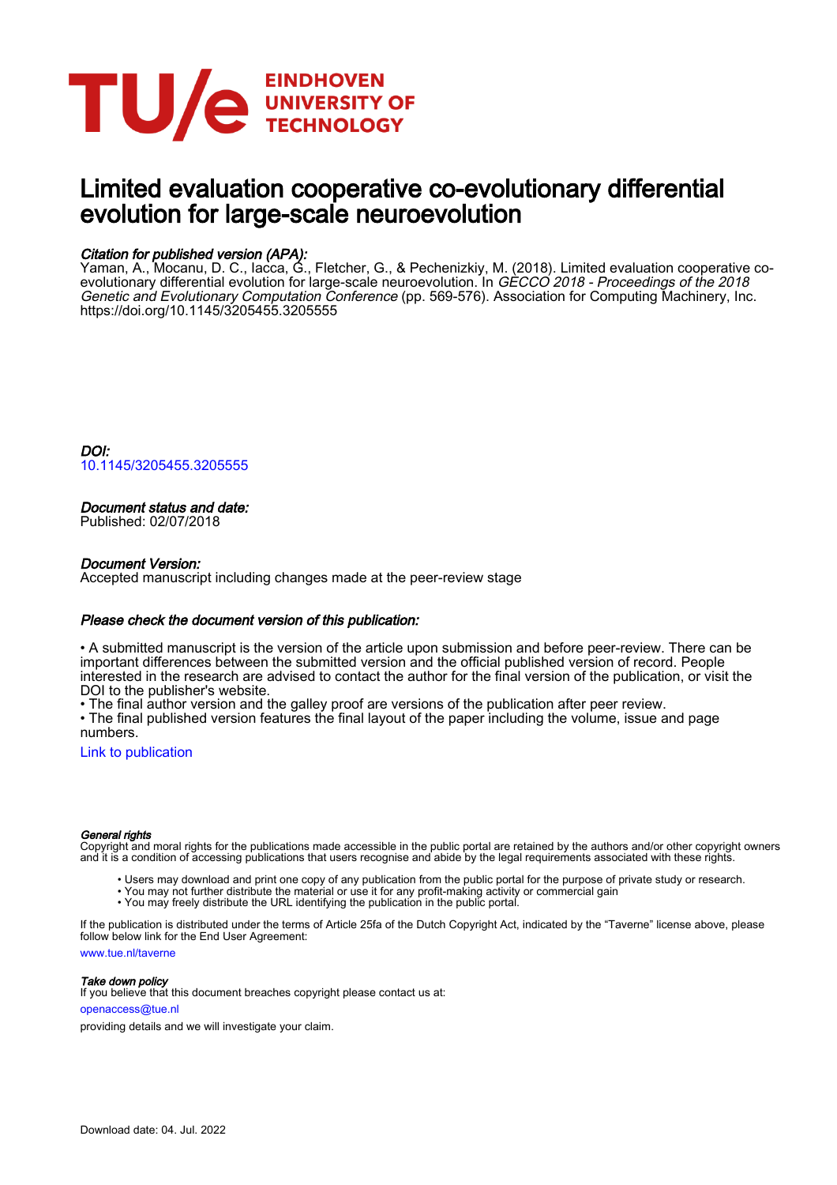TU/e EINDHOVEN UNIVERSITY OF TECHNOLOGY

# Limited evaluation cooperative co-evolutionary differential evolution for large-scale neuroevolution

*Citation for published version (APA):*
Yaman, A., Mocanu, D. C., Iacca, G., Fletcher, G., & Pechenizkiy, M. (2018). Limited evaluation cooperative co-evolutionary differential evolution for large-scale neuroevolution. In *GECCO 2018 - Proceedings of the 2018 Genetic and Evolutionary Computation Conference* (pp. 569-576). Association for Computing Machinery, Inc. https://doi.org/10.1145/3205455.3205555

*DOI:*
10.1145/3205455.3205555

*Document status and date:*
Published: 02/07/2018

*Document Version:*
Accepted manuscript including changes made at the peer-review stage

*Please check the document version of this publication:*

• A submitted manuscript is the version of the article upon submission and before peer-review. There can be important differences between the submitted version and the official published version of record. People interested in the research are advised to contact the author for the final version of the publication, or visit the DOI to the publisher's website.
• The final author version and the galley proof are versions of the publication after peer review.
• The final published version features the final layout of the paper including the volume, issue and page numbers.

Link to publication

*General rights*
Copyright and moral rights for the publications made accessible in the public portal are retained by the authors and/or other copyright owners and it is a condition of accessing publications that users recognise and abide by the legal requirements associated with these rights.

• Users may download and print one copy of any publication from the public portal for the purpose of private study or research.
• You may not further distribute the material or use it for any profit-making activity or commercial gain
• You may freely distribute the URL identifying the publication in the public portal.

If the publication is distributed under the terms of Article 25fa of the Dutch Copyright Act, indicated by the "Taverne" license above, please follow below link for the End User Agreement:
www.tue.nl/taverne

*Take down policy*
If you believe that this document breaches copyright please contact us at:
openaccess@tue.nl
providing details and we will investigate your claim.

Download date: 04. Jul. 2022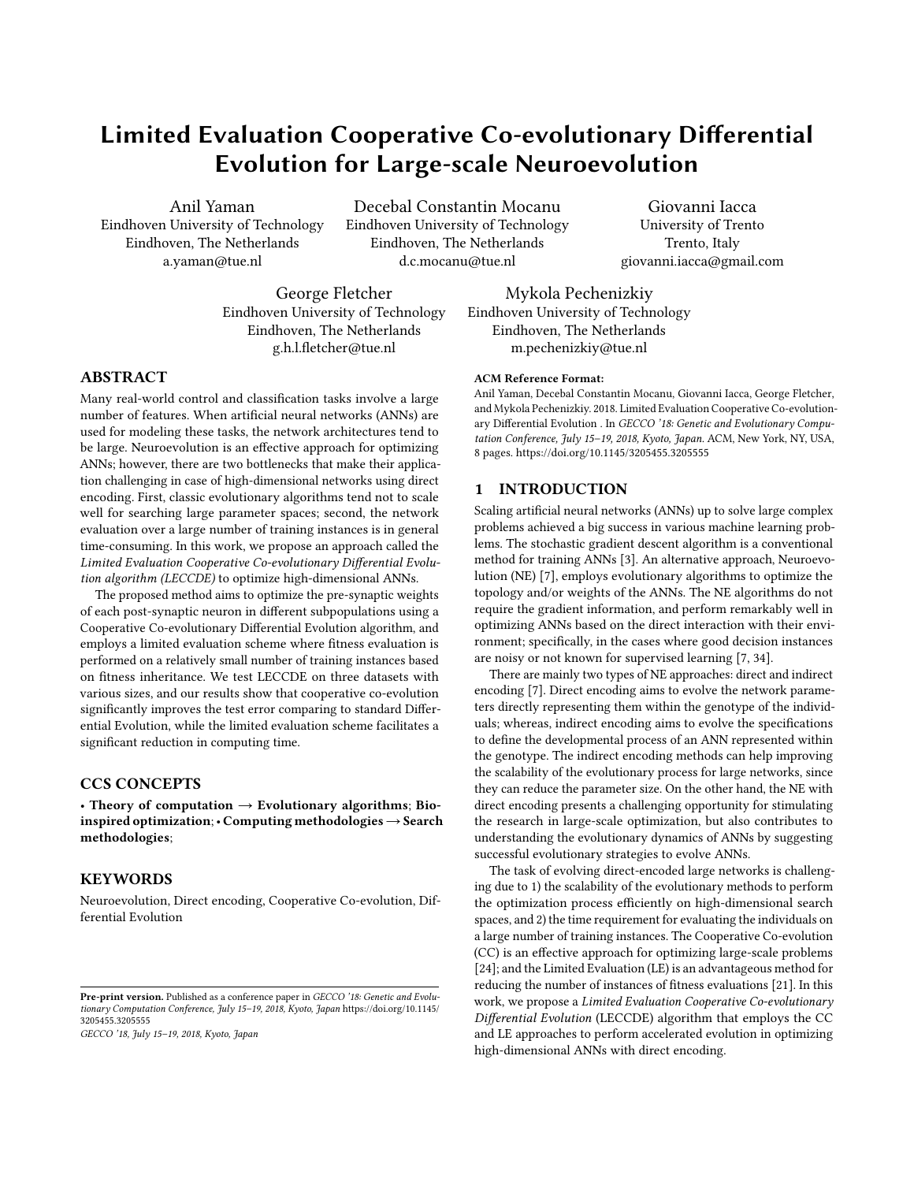# Limited Evaluation Cooperative Co-evolutionary Differential Evolution for Large-scale Neuroevolution

Anil Yaman
Eindhoven University of Technology
Eindhoven, The Netherlands
a.yaman@tue.nl

Decebal Constantin Mocanu
Eindhoven University of Technology
Eindhoven, The Netherlands
d.c.mocanu@tue.nl

Giovanni Iacca
University of Trento
Trento, Italy
giovanni.iacca@gmail.com

George Fletcher
Eindhoven University of Technology
Eindhoven, The Netherlands
g.h.l.fletcher@tue.nl

Mykola Pechenizkiy
Eindhoven University of Technology
Eindhoven, The Netherlands
m.pechenizkiy@tue.nl

## ABSTRACT

Many real-world control and classification tasks involve a large number of features. When artificial neural networks (ANNs) are used for modeling these tasks, the network architectures tend to be large. Neuroevolution is an effective approach for optimizing ANNs; however, there are two bottlenecks that make their application challenging in case of high-dimensional networks using direct encoding. First, classic evolutionary algorithms tend not to scale well for searching large parameter spaces; second, the network evaluation over a large number of training instances is in general time-consuming. In this work, we propose an approach called the *Limited Evaluation Cooperative Co-evolutionary Differential Evolution algorithm (LECCDE)* to optimize high-dimensional ANNs.

The proposed method aims to optimize the pre-synaptic weights of each post-synaptic neuron in different subpopulations using a Cooperative Co-evolutionary Differential Evolution algorithm, and employs a limited evaluation scheme where fitness evaluation is performed on a relatively small number of training instances based on fitness inheritance. We test LECCDE on three datasets with various sizes, and our results show that cooperative co-evolution significantly improves the test error comparing to standard Differential Evolution, while the limited evaluation scheme facilitates a significant reduction in computing time.

## CCS CONCEPTS

• **Theory of computation → Evolutionary algorithms**; **Bio-inspired optimization**; • **Computing methodologies → Search methodologies**;

## KEYWORDS

Neuroevolution, Direct encoding, Cooperative Co-evolution, Differential Evolution

**Pre-print version.** Published as a conference paper in *GECCO '18: Genetic and Evolutionary Computation Conference, July 15–19, 2018, Kyoto, Japan* https://doi.org/10.1145/3205455.3205555
*GECCO '18, July 15–19, 2018, Kyoto, Japan*

**ACM Reference Format:**
Anil Yaman, Decebal Constantin Mocanu, Giovanni Iacca, George Fletcher, and Mykola Pechenizkiy. 2018. Limited Evaluation Cooperative Co-evolutionary Differential Evolution . In *GECCO '18: Genetic and Evolutionary Computation Conference, July 15–19, 2018, Kyoto, Japan.* ACM, New York, NY, USA, 8 pages. https://doi.org/10.1145/3205455.3205555

## 1 INTRODUCTION

Scaling artificial neural networks (ANNs) up to solve large complex problems achieved a big success in various machine learning problems. The stochastic gradient descent algorithm is a conventional method for training ANNs [3]. An alternative approach, Neuroevolution (NE) [7], employs evolutionary algorithms to optimize the topology and/or weights of the ANNs. The NE algorithms do not require the gradient information, and perform remarkably well in optimizing ANNs based on the direct interaction with their environment; specifically, in the cases where good decision instances are noisy or not known for supervised learning [7, 34].

There are mainly two types of NE approaches: direct and indirect encoding [7]. Direct encoding aims to evolve the network parameters directly representing them within the genotype of the individuals; whereas, indirect encoding aims to evolve the specifications to define the developmental process of an ANN represented within the genotype. The indirect encoding methods can help improving the scalability of the evolutionary process for large networks, since they can reduce the parameter size. On the other hand, the NE with direct encoding presents a challenging opportunity for stimulating the research in large-scale optimization, but also contributes to understanding the evolutionary dynamics of ANNs by suggesting successful evolutionary strategies to evolve ANNs.

The task of evolving direct-encoded large networks is challenging due to 1) the scalability of the evolutionary methods to perform the optimization process efficiently on high-dimensional search spaces, and 2) the time requirement for evaluating the individuals on a large number of training instances. The Cooperative Co-evolution (CC) is an effective approach for optimizing large-scale problems [24]; and the Limited Evaluation (LE) is an advantageous method for reducing the number of instances of fitness evaluations [21]. In this work, we propose a *Limited Evaluation Cooperative Co-evolutionary Differential Evolution* (LECCDE) algorithm that employs the CC and LE approaches to perform accelerated evolution in optimizing high-dimensional ANNs with direct encoding.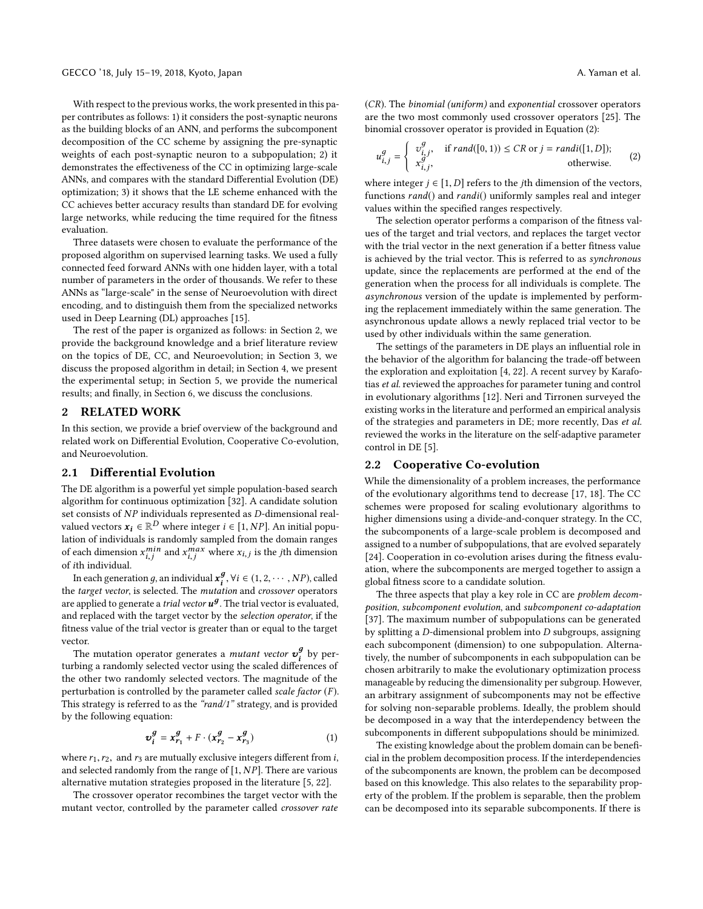With respect to the previous works, the work presented in this paper contributes as follows: 1) it considers the post-synaptic neurons as the building blocks of an ANN, and performs the subcomponent decomposition of the CC scheme by assigning the pre-synaptic weights of each post-synaptic neuron to a subpopulation; 2) it demonstrates the effectiveness of the CC in optimizing large-scale ANNs, and compares with the standard Differential Evolution (DE) optimization; 3) it shows that the LE scheme enhanced with the CC achieves better accuracy results than standard DE for evolving large networks, while reducing the time required for the fitness evaluation.

Three datasets were chosen to evaluate the performance of the proposed algorithm on supervised learning tasks. We used a fully connected feed forward ANNs with one hidden layer, with a total number of parameters in the order of thousands. We refer to these ANNs as "large-scale" in the sense of Neuroevolution with direct encoding, and to distinguish them from the specialized networks used in Deep Learning (DL) approaches [15].

The rest of the paper is organized as follows: in Section 2, we provide the background knowledge and a brief literature review on the topics of DE, CC, and Neuroevolution; in Section 3, we discuss the proposed algorithm in detail; in Section 4, we present the experimental setup; in Section 5, we provide the numerical results; and finally, in Section 6, we discuss the conclusions.

## 2 RELATED WORK

In this section, we provide a brief overview of the background and related work on Differential Evolution, Cooperative Co-evolution, and Neuroevolution.

### 2.1 Differential Evolution

The DE algorithm is a powerful yet simple population-based search algorithm for continuous optimization [32]. A candidate solution set consists of $NP$ individuals represented as $D$-dimensional real-valued vectors $\boldsymbol{x_i} \in \mathbb{R}^D$ where integer $i \in [1, NP]$. An initial population of individuals is randomly sampled from the domain ranges of each dimension $x_{i,j}^{min}$ and $x_{i,j}^{max}$ where $x_{i,j}$ is the $j$th dimension of $i$th individual.

In each generation $g$, an individual $\boldsymbol{x_i^g}, \forall i \in (1, 2, \cdots, NP)$, called the *target vector*, is selected. The *mutation* and *crossover* operators are applied to generate a *trial vector* $\boldsymbol{u^g}$. The trial vector is evaluated, and replaced with the target vector by the *selection operator*, if the fitness value of the trial vector is greater than or equal to the target vector.

The mutation operator generates a *mutant vector* $\boldsymbol{v_i^g}$ by perturbing a randomly selected vector using the scaled differences of the other two randomly selected vectors. The magnitude of the perturbation is controlled by the parameter called *scale factor* ($F$). This strategy is referred to as the *"rand/1"* strategy, and is provided by the following equation:

$$\boldsymbol{v_i^g} = \boldsymbol{x_{r_1}^g} + F \cdot (\boldsymbol{x_{r_2}^g} - \boldsymbol{x_{r_3}^g}) \tag{1}$$

where $r_1, r_2,$ and $r_3$ are mutually exclusive integers different from $i$, and selected randomly from the range of $[1, NP]$. There are various alternative mutation strategies proposed in the literature [5, 22].

The crossover operator recombines the target vector with the mutant vector, controlled by the parameter called *crossover rate* ($CR$). The *binomial (uniform)* and *exponential* crossover operators are the two most commonly used crossover operators [25]. The binomial crossover operator is provided in Equation (2):

$$u_{i,j}^g = \begin{cases} v_{i,j}^g, & \text{if } rand([0,1)) \le CR \text{ or } j = randi([1, D]); \\ x_{i,j}^g, & \text{otherwise.} \end{cases} \tag{2}$$

where integer $j \in [1, D]$ refers to the $j$th dimension of the vectors, functions $rand()$ and $randi()$ uniformly samples real and integer values within the specified ranges respectively.

The selection operator performs a comparison of the fitness values of the target and trial vectors, and replaces the target vector with the trial vector in the next generation if a better fitness value is achieved by the trial vector. This is referred to as *synchronous* update, since the replacements are performed at the end of the generation when the process for all individuals is complete. The *asynchronous* version of the update is implemented by performing the replacement immediately within the same generation. The asynchronous update allows a newly replaced trial vector to be used by other individuals within the same generation.

The settings of the parameters in DE plays an influential role in the behavior of the algorithm for balancing the trade-off between the exploration and exploitation [4, 22]. A recent survey by Karafotias *et al.* reviewed the approaches for parameter tuning and control in evolutionary algorithms [12]. Neri and Tirronen surveyed the existing works in the literature and performed an empirical analysis of the strategies and parameters in DE; more recently, Das *et al.* reviewed the works in the literature on the self-adaptive parameter control in DE [5].

### 2.2 Cooperative Co-evolution

While the dimensionality of a problem increases, the performance of the evolutionary algorithms tend to decrease [17, 18]. The CC schemes were proposed for scaling evolutionary algorithms to higher dimensions using a divide-and-conquer strategy. In the CC, the subcomponents of a large-scale problem is decomposed and assigned to a number of subpopulations, that are evolved separately [24]. Cooperation in co-evolution arises during the fitness evaluation, where the subcomponents are merged together to assign a global fitness score to a candidate solution.

The three aspects that play a key role in CC are *problem decomposition*, *subcomponent evolution*, and *subcomponent co-adaptation* [37]. The maximum number of subpopulations can be generated by splitting a $D$-dimensional problem into $D$ subgroups, assigning each subcomponent (dimension) to one subpopulation. Alternatively, the number of subcomponents in each subpopulation can be chosen arbitrarily to make the evolutionary optimization process manageable by reducing the dimensionality per subgroup. However, an arbitrary assignment of subcomponents may not be effective for solving non-separable problems. Ideally, the problem should be decomposed in a way that the interdependency between the subcomponents in different subpopulations should be minimized.

The existing knowledge about the problem domain can be beneficial in the problem decomposition process. If the interdependencies of the subcomponents are known, the problem can be decomposed based on this knowledge. This also relates to the separability property of the problem. If the problem is separable, then the problem can be decomposed into its separable subcomponents. If there is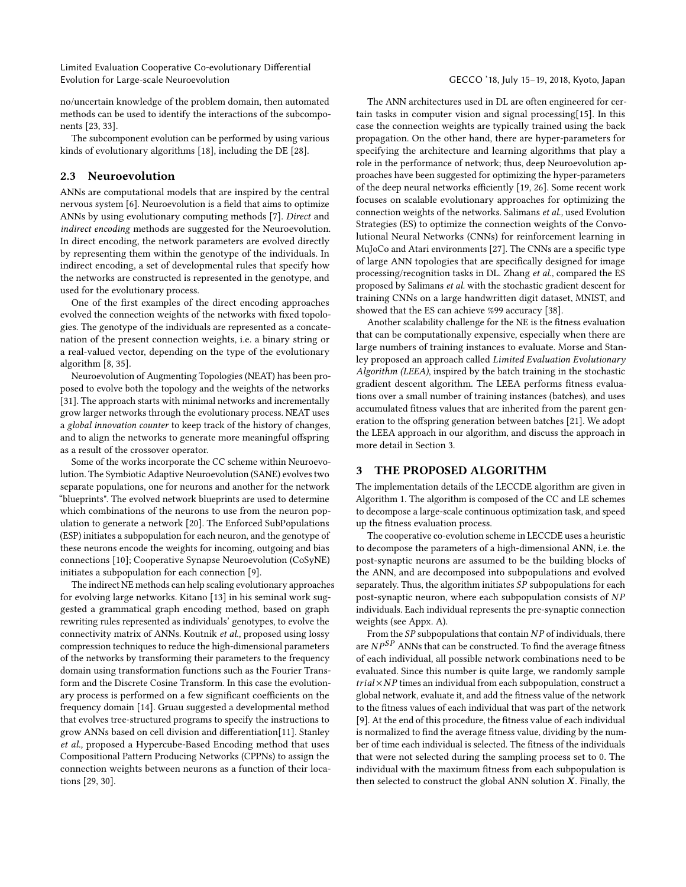no/uncertain knowledge of the problem domain, then automated methods can be used to identify the interactions of the subcomponents [23, 33].

The subcomponent evolution can be performed by using various kinds of evolutionary algorithms [18], including the DE [28].

## 2.3 Neuroevolution

ANNs are computational models that are inspired by the central nervous system [6]. Neuroevolution is a field that aims to optimize ANNs by using evolutionary computing methods [7]. *Direct* and *indirect encoding* methods are suggested for the Neuroevolution. In direct encoding, the network parameters are evolved directly by representing them within the genotype of the individuals. In indirect encoding, a set of developmental rules that specify how the networks are constructed is represented in the genotype, and used for the evolutionary process.

One of the first examples of the direct encoding approaches evolved the connection weights of the networks with fixed topologies. The genotype of the individuals are represented as a concatenation of the present connection weights, i.e. a binary string or a real-valued vector, depending on the type of the evolutionary algorithm [8, 35].

Neuroevolution of Augmenting Topologies (NEAT) has been proposed to evolve both the topology and the weights of the networks [31]. The approach starts with minimal networks and incrementally grow larger networks through the evolutionary process. NEAT uses a *global innovation counter* to keep track of the history of changes, and to align the networks to generate more meaningful offspring as a result of the crossover operator.

Some of the works incorporate the CC scheme within Neuroevolution. The Symbiotic Adaptive Neuroevolution (SANE) evolves two separate populations, one for neurons and another for the network "blueprints". The evolved network blueprints are used to determine which combinations of the neurons to use from the neuron population to generate a network [20]. The Enforced SubPopulations (ESP) initiates a subpopulation for each neuron, and the genotype of these neurons encode the weights for incoming, outgoing and bias connections [10]; Cooperative Synapse Neuroevolution (CoSyNE) initiates a subpopulation for each connection [9].

The indirect NE methods can help scaling evolutionary approaches for evolving large networks. Kitano [13] in his seminal work suggested a grammatical graph encoding method, based on graph rewriting rules represented as individuals' genotypes, to evolve the connectivity matrix of ANNs. Koutnik *et al.,* proposed using lossy compression techniques to reduce the high-dimensional parameters of the networks by transforming their parameters to the frequency domain using transformation functions such as the Fourier Transform and the Discrete Cosine Transform. In this case the evolutionary process is performed on a few significant coefficients on the frequency domain [14]. Gruau suggested a developmental method that evolves tree-structured programs to specify the instructions to grow ANNs based on cell division and differentiation[11]. Stanley *et al.,* proposed a Hypercube-Based Encoding method that uses Compositional Pattern Producing Networks (CPPNs) to assign the connection weights between neurons as a function of their locations [29, 30].

The ANN architectures used in DL are often engineered for certain tasks in computer vision and signal processing[15]. In this case the connection weights are typically trained using the back propagation. On the other hand, there are hyper-parameters for specifying the architecture and learning algorithms that play a role in the performance of network; thus, deep Neuroevolution approaches have been suggested for optimizing the hyper-parameters of the deep neural networks efficiently [19, 26]. Some recent work focuses on scalable evolutionary approaches for optimizing the connection weights of the networks. Salimans *et al.,* used Evolution Strategies (ES) to optimize the connection weights of the Convolutional Neural Networks (CNNs) for reinforcement learning in MuJoCo and Atari environments [27]. The CNNs are a specific type of large ANN topologies that are specifically designed for image processing/recognition tasks in DL. Zhang *et al.,* compared the ES proposed by Salimans *et al.* with the stochastic gradient descent for training CNNs on a large handwritten digit dataset, MNIST, and showed that the ES can achieve %99 accuracy [38].

Another scalability challenge for the NE is the fitness evaluation that can be computationally expensive, especially when there are large numbers of training instances to evaluate. Morse and Stanley proposed an approach called *Limited Evaluation Evolutionary Algorithm (LEEA)*, inspired by the batch training in the stochastic gradient descent algorithm. The LEEA performs fitness evaluations over a small number of training instances (batches), and uses accumulated fitness values that are inherited from the parent generation to the offspring generation between batches [21]. We adopt the LEEA approach in our algorithm, and discuss the approach in more detail in Section 3.

# 3 THE PROPOSED ALGORITHM

The implementation details of the LECCDE algorithm are given in Algorithm 1. The algorithm is composed of the CC and LE schemes to decompose a large-scale continuous optimization task, and speed up the fitness evaluation process.

The cooperative co-evolution scheme in LECCDE uses a heuristic to decompose the parameters of a high-dimensional ANN, i.e. the post-synaptic neurons are assumed to be the building blocks of the ANN, and are decomposed into subpopulations and evolved separately. Thus, the algorithm initiates *SP* subpopulations for each post-synaptic neuron, where each subpopulation consists of *NP* individuals. Each individual represents the pre-synaptic connection weights (see Appx. A).

From the *SP* subpopulations that contain *NP* of individuals, there are $NP^{SP}$ ANNs that can be constructed. To find the average fitness of each individual, all possible network combinations need to be evaluated. Since this number is quite large, we randomly sample $trial \times NP$ times an individual from each subpopulation, construct a global network, evaluate it, and add the fitness value of the network to the fitness values of each individual that was part of the network [9]. At the end of this procedure, the fitness value of each individual is normalized to find the average fitness value, dividing by the number of time each individual is selected. The fitness of the individuals that were not selected during the sampling process set to 0. The individual with the maximum fitness from each subpopulation is then selected to construct the global ANN solution $\boldsymbol{X}$. Finally, the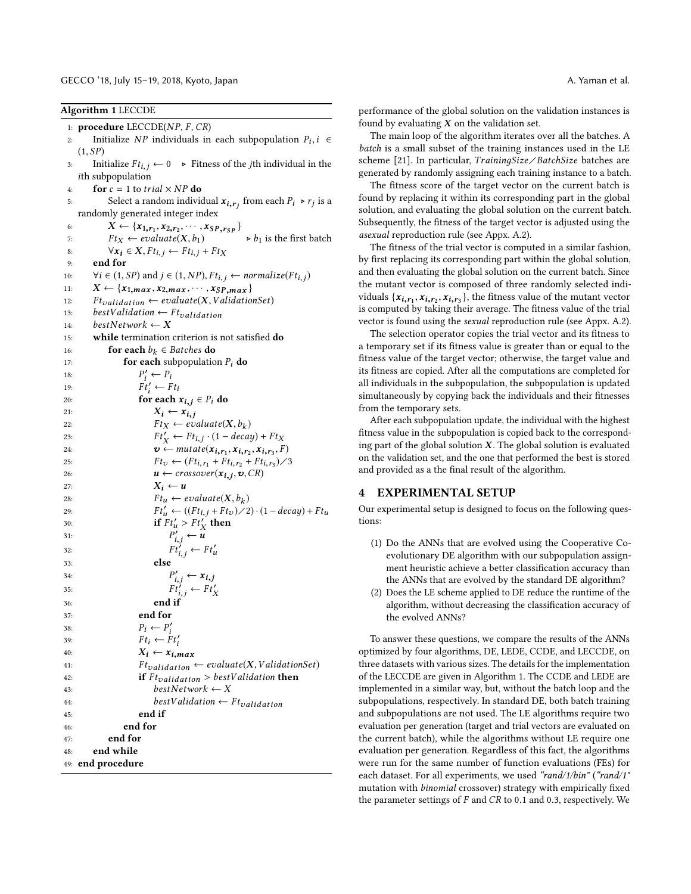**Algorithm 1** LECCDE

```
1:  procedure LECCDE(NP, F, CR)
2:      Initialize NP individuals in each subpopulation P_i, i ∈ (1, SP)
3:      Initialize Ft_{i,j} ← 0    ▷ Fitness of the jth individual in the ith subpopulation
4:      for c = 1 to trial × NP do
5:          Select a random individual x_{i,r_j} from each P_i  ▷ r_j is a randomly generated integer index
6:          X ← {x_{1,r_1}, x_{2,r_2}, ··· , x_{SP,r_SP}}
7:          Ft_X ← evaluate(X, b_1)                ▷ b_1 is the first batch
8:          ∀x_i ∈ X, Ft_{i,j} ← Ft_{i,j} + Ft_X
9:      end for
10:     ∀i ∈ (1, SP) and j ∈ (1, NP), Ft_{i,j} ← normalize(Ft_{i,j})
11:     X ← {x_{1,max}, x_{2,max}, ··· , x_{SP,max}}
12:     Ft_validation ← evaluate(X, ValidationSet)
13:     bestValidation ← Ft_validation
14:     bestNetwork ← X
15:     while termination criterion is not satisfied do
16:         for each b_k ∈ Batches do
17:             for each subpopulation P_i do
18:                 P'_i ← P_i
19:                 Ft'_i ← Ft_i
20:                 for each x_{i,j} ∈ P_i do
21:                     X_i ← x_{i,j}
22:                     Ft_X ← evaluate(X, b_k)
23:                     Ft'_X ← Ft_{i,j} · (1 − decay) + Ft_X
24:                     v ← mutate(x_{i,r_1}, x_{i,r_2}, x_{i,r_3}, F)
25:                     Ft_v ← (Ft_{i,r_1} + Ft_{i,r_2} + Ft_{i,r_3})/3
26:                     u ← crossover(x_{i,j}, v, CR)
27:                     X_i ← u
28:                     Ft_u ← evaluate(X, b_k)
29:                     Ft'_u ← ((Ft_{i,j} + Ft_v)/2) · (1 − decay) + Ft_u
30:                     if Ft'_u > Ft'_X then
31:                         P'_{i,j} ← u
32:                         Ft'_{i,j} ← Ft'_u
33:                     else
34:                         P'_{i,j} ← x_{i,j}
35:                         Ft'_{i,j} ← Ft'_X
36:                     end if
37:                 end for
38:                 P_i ← P'_i
39:                 Ft_i ← Ft'_i
40:                 X_i ← x_{i,max}
41:                 Ft_validation ← evaluate(X, ValidationSet)
42:                 if Ft_validation > bestValidation then
43:                     bestNetwork ← X
44:                     bestValidation ← Ft_validation
45:                 end if
46:             end for
47:         end for
48:     end while
49: end procedure
```

performance of the global solution on the validation instances is found by evaluating $X$ on the validation set.

The main loop of the algorithm iterates over all the batches. A *batch* is a small subset of the training instances used in the LE scheme [21]. In particular, $TrainingSize/BatchSize$ batches are generated by randomly assigning each training instance to a batch.

The fitness score of the target vector on the current batch is found by replacing it within its corresponding part in the global solution, and evaluating the global solution on the current batch. Subsequently, the fitness of the target vector is adjusted using the *asexual* reproduction rule (see Appx. A.2).

The fitness of the trial vector is computed in a similar fashion, by first replacing its corresponding part within the global solution, and then evaluating the global solution on the current batch. Since the mutant vector is composed of three randomly selected individuals $\{x_{i,r_1}, x_{i,r_2}, x_{i,r_3}\}$, the fitness value of the mutant vector is computed by taking their average. The fitness value of the trial vector is found using the *sexual* reproduction rule (see Appx. A.2).

The selection operator copies the trial vector and its fitness to a temporary set if its fitness value is greater than or equal to the fitness value of the target vector; otherwise, the target value and its fitness are copied. After all the computations are completed for all individuals in the subpopulation, the subpopulation is updated simultaneously by copying back the individuals and their fitnesses from the temporary sets.

After each subpopulation update, the individual with the highest fitness value in the subpopulation is copied back to the corresponding part of the global solution $X$. The global solution is evaluated on the validation set, and the one that performed the best is stored and provided as a the final result of the algorithm.

## 4 EXPERIMENTAL SETUP

Our experimental setup is designed to focus on the following questions:

(1) Do the ANNs that are evolved using the Cooperative Coevolutionary DE algorithm with our subpopulation assignment heuristic achieve a better classification accuracy than the ANNs that are evolved by the standard DE algorithm?
(2) Does the LE scheme applied to DE reduce the runtime of the algorithm, without decreasing the classification accuracy of the evolved ANNs?

To answer these questions, we compare the results of the ANNs optimized by four algorithms, DE, LEDE, CCDE, and LECCDE, on three datasets with various sizes. The details for the implementation of the LECCDE are given in Algorithm 1. The CCDE and LEDE are implemented in a similar way, but, without the batch loop and the subpopulations, respectively. In standard DE, both batch training and subpopulations are not used. The LE algorithms require two evaluation per generation (target and trial vectors are evaluated on the current batch), while the algorithms without LE require one evaluation per generation. Regardless of this fact, the algorithms were run for the same number of function evaluations (FEs) for each dataset. For all experiments, we used *"rand/1/bin"* (*"rand/1"* mutation with *binomial* crossover) strategy with empirically fixed the parameter settings of $F$ and $CR$ to 0.1 and 0.3, respectively. We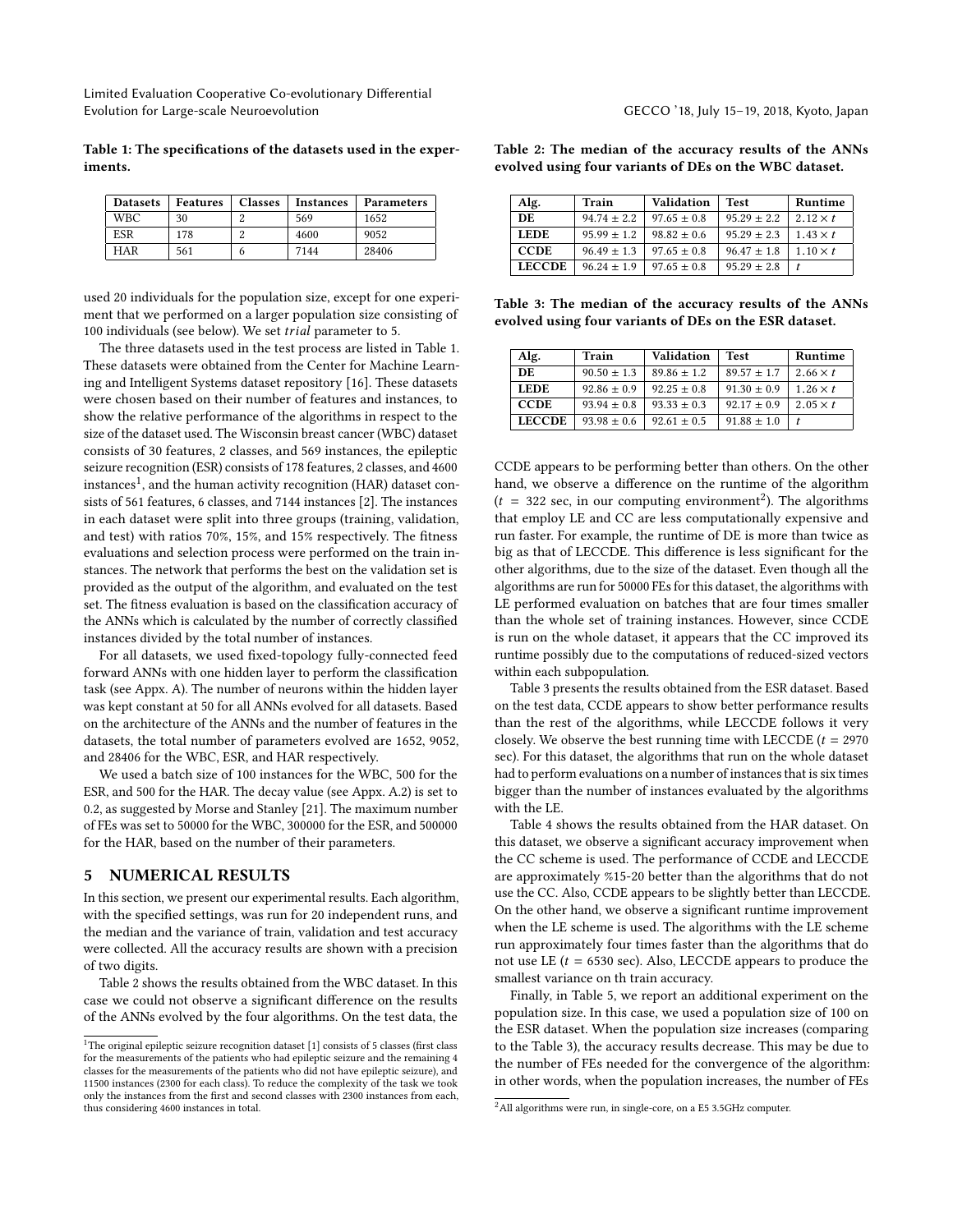Table 1: The specifications of the datasets used in the experiments.

| Datasets | Features | Classes | Instances | Parameters |
|---|---|---|---|---|
| WBC | 30 | 2 | 569 | 1652 |
| ESR | 178 | 2 | 4600 | 9052 |
| HAR | 561 | 6 | 7144 | 28406 |

used 20 individuals for the population size, except for one experiment that we performed on a larger population size consisting of 100 individuals (see below). We set *trial* parameter to 5.

The three datasets used in the test process are listed in Table 1. These datasets were obtained from the Center for Machine Learning and Intelligent Systems dataset repository [16]. These datasets were chosen based on their number of features and instances, to show the relative performance of the algorithms in respect to the size of the dataset used. The Wisconsin breast cancer (WBC) dataset consists of 30 features, 2 classes, and 569 instances, the epileptic seizure recognition (ESR) consists of 178 features, 2 classes, and 4600 instances[1], and the human activity recognition (HAR) dataset consists of 561 features, 6 classes, and 7144 instances [2]. The instances in each dataset were split into three groups (training, validation, and test) with ratios 70%, 15%, and 15% respectively. The fitness evaluations and selection process were performed on the train instances. The network that performs the best on the validation set is provided as the output of the algorithm, and evaluated on the test set. The fitness evaluation is based on the classification accuracy of the ANNs which is calculated by the number of correctly classified instances divided by the total number of instances.

For all datasets, we used fixed-topology fully-connected feed forward ANNs with one hidden layer to perform the classification task (see Appx. A). The number of neurons within the hidden layer was kept constant at 50 for all ANNs evolved for all datasets. Based on the architecture of the ANNs and the number of features in the datasets, the total number of parameters evolved are 1652, 9052, and 28406 for the WBC, ESR, and HAR respectively.

We used a batch size of 100 instances for the WBC, 500 for the ESR, and 500 for the HAR. The decay value (see Appx. A.2) is set to 0.2, as suggested by Morse and Stanley [21]. The maximum number of FEs was set to 50000 for the WBC, 300000 for the ESR, and 500000 for the HAR, based on the number of their parameters.

## 5 NUMERICAL RESULTS

In this section, we present our experimental results. Each algorithm, with the specified settings, was run for 20 independent runs, and the median and the variance of train, validation and test accuracy were collected. All the accuracy results are shown with a precision of two digits.

Table 2 shows the results obtained from the WBC dataset. In this case we could not observe a significant difference on the results of the ANNs evolved by the four algorithms. On the test data, the CCDE appears to be performing better than others. On the other hand, we observe a difference on the runtime of the algorithm ($t$ = 322 sec, in our computing environment[2]). The algorithms that employ LE and CC are less computationally expensive and run faster. For example, the runtime of DE is more than twice as big as that of LECCDE. This difference is less significant for the other algorithms, due to the size of the dataset. Even though all the algorithms are run for 50000 FEs for this dataset, the algorithms with LE performed evaluation on batches that are four times smaller than the whole set of training instances. However, since CCDE is run on the whole dataset, it appears that the CC improved its runtime possibly due to the computations of reduced-sized vectors within each subpopulation.

Table 2: The median of the accuracy results of the ANNs evolved using four variants of DEs on the WBC dataset.

| Alg. | Train | Validation | Test | Runtime |
|---|---|---|---|---|
| **DE** | $94.74 \pm 2.2$ | $97.65 \pm 0.8$ | $95.29 \pm 2.2$ | $2.12 \times t$ |
| **LEDE** | $95.99 \pm 1.2$ | $98.82 \pm 0.6$ | $95.29 \pm 2.3$ | $1.43 \times t$ |
| **CCDE** | $96.49 \pm 1.3$ | $97.65 \pm 0.8$ | $96.47 \pm 1.8$ | $1.10 \times t$ |
| **LECCDE** | $96.24 \pm 1.9$ | $97.65 \pm 0.8$ | $95.29 \pm 2.8$ | $t$ |

Table 3: The median of the accuracy results of the ANNs evolved using four variants of DEs on the ESR dataset.

| Alg. | Train | Validation | Test | Runtime |
|---|---|---|---|---|
| **DE** | $90.50 \pm 1.3$ | $89.86 \pm 1.2$ | $89.57 \pm 1.7$ | $2.66 \times t$ |
| **LEDE** | $92.86 \pm 0.9$ | $92.25 \pm 0.8$ | $91.30 \pm 0.9$ | $1.26 \times t$ |
| **CCDE** | $93.94 \pm 0.8$ | $93.33 \pm 0.3$ | $92.17 \pm 0.9$ | $2.05 \times t$ |
| **LECCDE** | $93.98 \pm 0.6$ | $92.61 \pm 0.5$ | $91.88 \pm 1.0$ | $t$ |

Table 3 presents the results obtained from the ESR dataset. Based on the test data, CCDE appears to show better performance results than the rest of the algorithms, while LECCDE follows it very closely. We observe the best running time with LECCDE ($t$ = 2970 sec). For this dataset, the algorithms that run on the whole dataset had to perform evaluations on a number of instances that is six times bigger than the number of instances evaluated by the algorithms with the LE.

Table 4 shows the results obtained from the HAR dataset. On this dataset, we observe a significant accuracy improvement when the CC scheme is used. The performance of CCDE and LECCDE are approximately %15-20 better than the algorithms that do not use the CC. Also, CCDE appears to be slightly better than LECCDE. On the other hand, we observe a significant runtime improvement when the LE scheme is used. The algorithms with the LE scheme run approximately four times faster than the algorithms that do not use LE ($t$ = 6530 sec). Also, LECCDE appears to produce the smallest variance on th train accuracy.

Finally, in Table 5, we report an additional experiment on the population size. In this case, we used a population size of 100 on the ESR dataset. When the population size increases (comparing to the Table 3), the accuracy results decrease. This may be due to the number of FEs needed for the convergence of the algorithm: in other words, when the population increases, the number of FEs

[1] The original epileptic seizure recognition dataset [1] consists of 5 classes (first class for the measurements of the patients who had epileptic seizure and the remaining 4 classes for the measurements of the patients who did not have epileptic seizure), and 11500 instances (2300 for each class). To reduce the complexity of the task we took only the instances from the first and second classes with 2300 instances from each, thus considering 4600 instances in total.

[2] All algorithms were run, in single-core, on a E5 3.5GHz computer.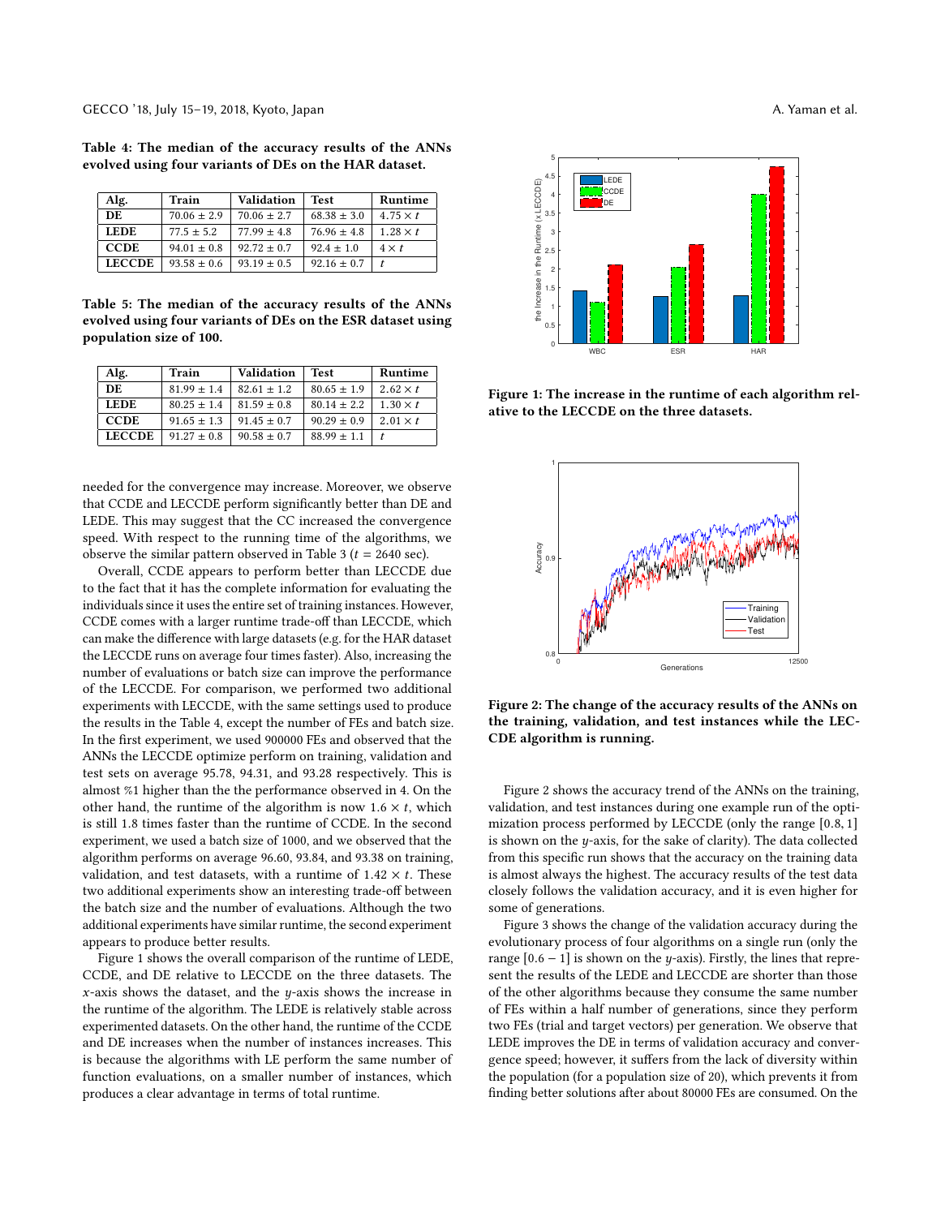**Table 4: The median of the accuracy results of the ANNs evolved using four variants of DEs on the HAR dataset.**

| Alg. | Train | Validation | Test | Runtime |
|---|---|---|---|---|
| **DE** | $70.06 \pm 2.9$ | $70.06 \pm 2.7$ | $68.38 \pm 3.0$ | $4.75 \times t$ |
| **LEDE** | $77.5 \pm 5.2$ | $77.99 \pm 4.8$ | $76.96 \pm 4.8$ | $1.28 \times t$ |
| **CCDE** | $94.01 \pm 0.8$ | $92.72 \pm 0.7$ | $92.4 \pm 1.0$ | $4 \times t$ |
| **LECCDE** | $93.58 \pm 0.6$ | $93.19 \pm 0.5$ | $92.16 \pm 0.7$ | $t$ |

**Table 5: The median of the accuracy results of the ANNs evolved using four variants of DEs on the ESR dataset using population size of 100.**

| Alg. | Train | Validation | Test | Runtime |
|---|---|---|---|---|
| **DE** | $81.99 \pm 1.4$ | $82.61 \pm 1.2$ | $80.65 \pm 1.9$ | $2.62 \times t$ |
| **LEDE** | $80.25 \pm 1.4$ | $81.59 \pm 0.8$ | $80.14 \pm 2.2$ | $1.30 \times t$ |
| **CCDE** | $91.65 \pm 1.3$ | $91.45 \pm 0.7$ | $90.29 \pm 0.9$ | $2.01 \times t$ |
| **LECCDE** | $91.27 \pm 0.8$ | $90.58 \pm 0.7$ | $88.99 \pm 1.1$ | $t$ |

needed for the convergence may increase. Moreover, we observe that CCDE and LECCDE perform significantly better than DE and LEDE. This may suggest that the CC increased the convergence speed. With respect to the running time of the algorithms, we observe the similar pattern observed in Table 3 ($t = 2640$ sec).

Overall, CCDE appears to perform better than LECCDE due to the fact that it has the complete information for evaluating the individuals since it uses the entire set of training instances. However, CCDE comes with a larger runtime trade-off than LECCDE, which can make the difference with large datasets (e.g. for the HAR dataset the LECCDE runs on average four times faster). Also, increasing the number of evaluations or batch size can improve the performance of the LECCDE. For comparison, we performed two additional experiments with LECCDE, with the same settings used to produce the results in the Table 4, except the number of FEs and batch size. In the first experiment, we used 900000 FEs and observed that the ANNs the LECCDE optimize perform on training, validation and test sets on average 95.78, 94.31, and 93.28 respectively. This is almost %1 higher than the the performance observed in 4. On the other hand, the runtime of the algorithm is now $1.6 \times t$, which is still 1.8 times faster than the runtime of CCDE. In the second experiment, we used a batch size of 1000, and we observed that the algorithm performs on average 96.60, 93.84, and 93.38 on training, validation, and test datasets, with a runtime of $1.42 \times t$. These two additional experiments show an interesting trade-off between the batch size and the number of evaluations. Although the two additional experiments have similar runtime, the second experiment appears to produce better results.

Figure 1 shows the overall comparison of the runtime of LEDE, CCDE, and DE relative to LECCDE on the three datasets. The $x$-axis shows the dataset, and the $y$-axis shows the increase in the runtime of the algorithm. The LEDE is relatively stable across experimented datasets. On the other hand, the runtime of the CCDE and DE increases when the number of instances increases. This is because the algorithms with LE perform the same number of function evaluations, on a smaller number of instances, which produces a clear advantage in terms of total runtime.

the Increase in the Runtime (x LECCDE)
0 0.5 1 1.5 2 2.5 3 3.5 4 4.5 5
LEDE
CCDE
DE
WBC ESR HAR

**Figure 1: The increase in the runtime of each algorithm relative to the LECCDE on the three datasets.**

Accuracy
0.8 0.9 1
0 Generations 12500
Training
Validation
Test

**Figure 2: The change of the accuracy results of the ANNs on the training, validation, and test instances while the LECCDE algorithm is running.**

Figure 2 shows the accuracy trend of the ANNs on the training, validation, and test instances during one example run of the optimization process performed by LECCDE (only the range $[0.8, 1]$ is shown on the $y$-axis, for the sake of clarity). The data collected from this specific run shows that the accuracy on the training data is almost always the highest. The accuracy results of the test data closely follows the validation accuracy, and it is even higher for some of generations.

Figure 3 shows the change of the validation accuracy during the evolutionary process of four algorithms on a single run (only the range $[0.6 - 1]$ is shown on the $y$-axis). Firstly, the lines that represent the results of the LEDE and LECCDE are shorter than those of the other algorithms because they consume the same number of FEs within a half number of generations, since they perform two FEs (trial and target vectors) per generation. We observe that LEDE improves the DE in terms of validation accuracy and convergence speed; however, it suffers from the lack of diversity within the population (for a population size of 20), which prevents it from finding better solutions after about 80000 FEs are consumed. On the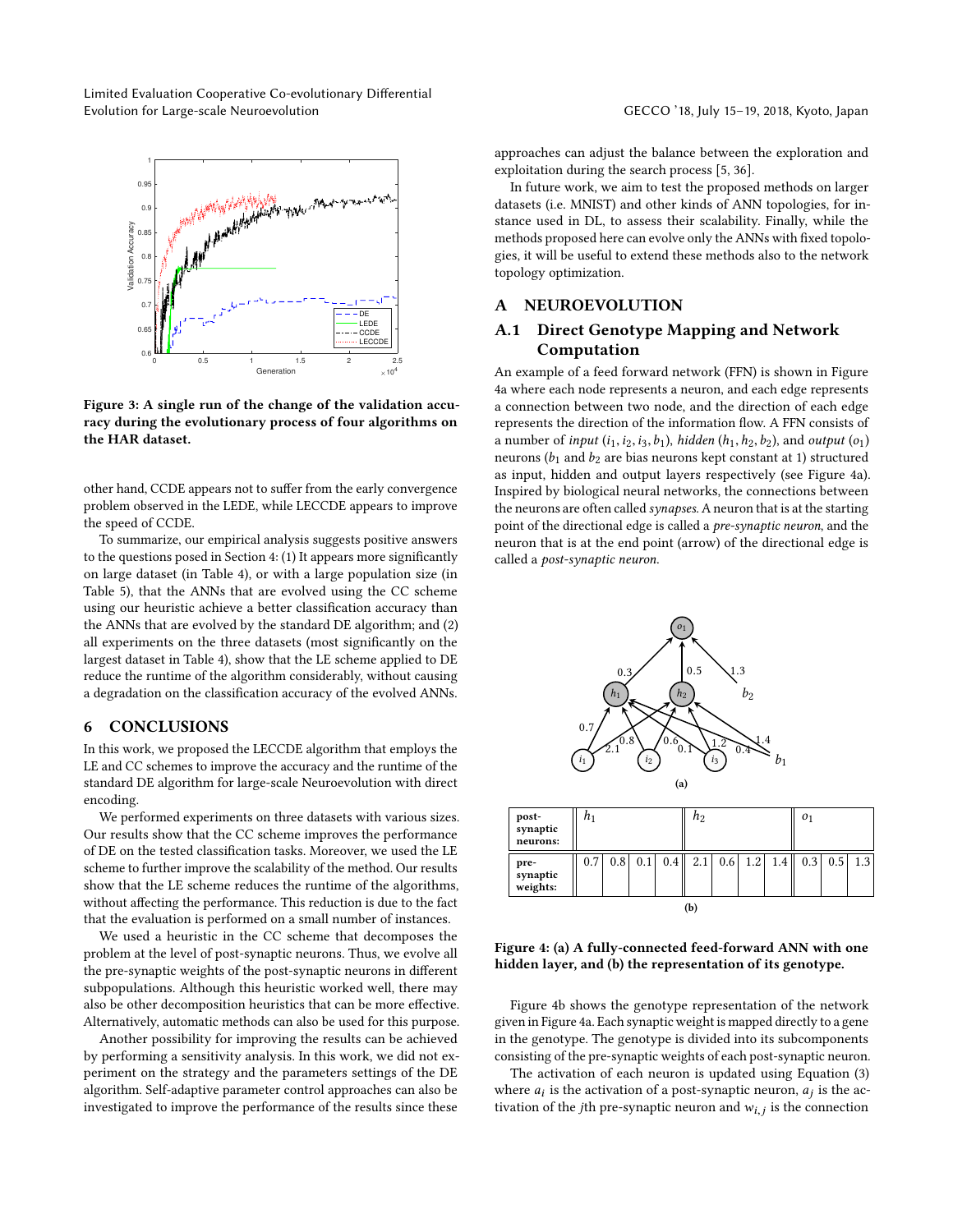1
0.95
0.9
0.85
0.8
0.75
0.7
0.65
0.6
Validation Accuracy
0
0.5
1
1.5
2
2.5
Generation
$\times 10^4$
DE
LEDE
CCDE
LECCDE

**Figure 3: A single run of the change of the validation accuracy during the evolutionary process of four algorithms on the HAR dataset.**

other hand, CCDE appears not to suffer from the early convergence problem observed in the LEDE, while LECCDE appears to improve the speed of CCDE.

To summarize, our empirical analysis suggests positive answers to the questions posed in Section 4: (1) It appears more significantly on large dataset (in Table 4), or with a large population size (in Table 5), that the ANNs that are evolved using the CC scheme using our heuristic achieve a better classification accuracy than the ANNs that are evolved by the standard DE algorithm; and (2) all experiments on the three datasets (most significantly on the largest dataset in Table 4), show that the LE scheme applied to DE reduce the runtime of the algorithm considerably, without causing a degradation on the classification accuracy of the evolved ANNs.

## 6 CONCLUSIONS

In this work, we proposed the LECCDE algorithm that employs the LE and CC schemes to improve the accuracy and the runtime of the standard DE algorithm for large-scale Neuroevolution with direct encoding.

We performed experiments on three datasets with various sizes. Our results show that the CC scheme improves the performance of DE on the tested classification tasks. Moreover, we used the LE scheme to further improve the scalability of the method. Our results show that the LE scheme reduces the runtime of the algorithms, without affecting the performance. This reduction is due to the fact that the evaluation is performed on a small number of instances.

We used a heuristic in the CC scheme that decomposes the problem at the level of post-synaptic neurons. Thus, we evolve all the pre-synaptic weights of the post-synaptic neurons in different subpopulations. Although this heuristic worked well, there may also be other decomposition heuristics that can be more effective. Alternatively, automatic methods can also be used for this purpose.

Another possibility for improving the results can be achieved by performing a sensitivity analysis. In this work, we did not experiment on the strategy and the parameters settings of the DE algorithm. Self-adaptive parameter control approaches can also be investigated to improve the performance of the results since these approaches can adjust the balance between the exploration and exploitation during the search process [5, 36].

In future work, we aim to test the proposed methods on larger datasets (i.e. MNIST) and other kinds of ANN topologies, for instance used in DL, to assess their scalability. Finally, while the methods proposed here can evolve only the ANNs with fixed topologies, it will be useful to extend these methods also to the network topology optimization.

# A NEUROEVOLUTION

## A.1 Direct Genotype Mapping and Network Computation

An example of a feed forward network (FFN) is shown in Figure 4a where each node represents a neuron, and each edge represents a connection between two node, and the direction of each edge represents the direction of the information flow. A FFN consists of a number of *input* ($i_1, i_2, i_3, b_1$), *hidden* ($h_1, h_2, b_2$), and *output* ($o_1$) neurons ($b_1$ and $b_2$ are bias neurons kept constant at 1) structured as input, hidden and output layers respectively (see Figure 4a). Inspired by biological neural networks, the connections between the neurons are often called *synapses*. A neuron that is at the starting point of the directional edge is called a *pre-synaptic neuron*, and the neuron that is at the end point (arrow) of the directional edge is called a *post-synaptic neuron*.

$o_1$
0.3
0.5
1.3
$h_1$
$h_2$
$b_2$
0.7
0.8
2.1
0.6
0.1
1.2
0.4
1.4
$i_1$
$i_2$
$i_3$
$b_1$
(a)

| post-synaptic neurons: | $h_1$ | | | | $h_2$ | | | | $o_1$ | | |
|---|---|---|---|---|---|---|---|---|---|---|---|
| pre-synaptic weights: | 0.7 | 0.8 | 0.1 | 0.4 | 2.1 | 0.6 | 1.2 | 1.4 | 0.3 | 0.5 | 1.3 |

(b)

**Figure 4: (a) A fully-connected feed-forward ANN with one hidden layer, and (b) the representation of its genotype.**

Figure 4b shows the genotype representation of the network given in Figure 4a. Each synaptic weight is mapped directly to a gene in the genotype. The genotype is divided into its subcomponents consisting of the pre-synaptic weights of each post-synaptic neuron.

The activation of each neuron is updated using Equation (3) where $a_i$ is the activation of a post-synaptic neuron, $a_j$ is the activation of the $j$th pre-synaptic neuron and $w_{i,j}$ is the connection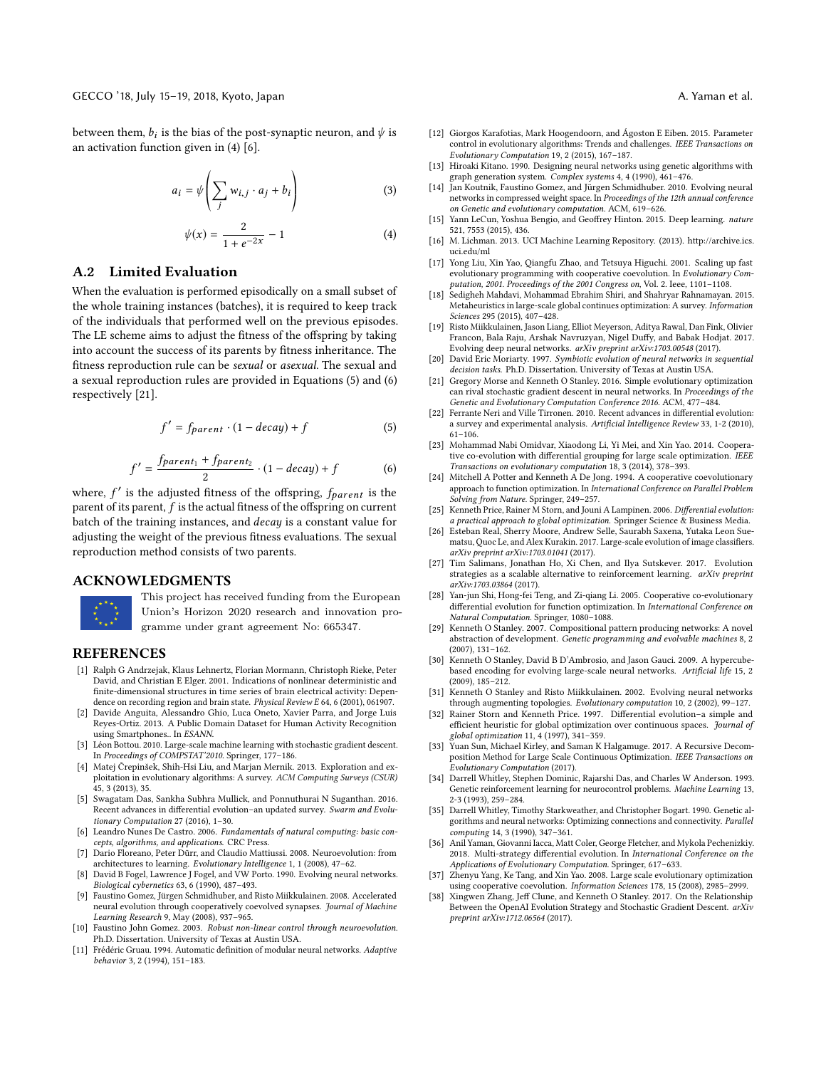between them, $b_i$ is the bias of the post-synaptic neuron, and $\psi$ is an activation function given in (4) [6].

$$a_i = \psi\left(\sum_j w_{i,j} \cdot a_j + b_i\right) \tag{3}$$

$$\psi(x) = \frac{2}{1 + e^{-2x}} - 1 \tag{4}$$

## A.2 Limited Evaluation

When the evaluation is performed episodically on a small subset of the whole training instances (batches), it is required to keep track of the individuals that performed well on the previous episodes. The LE scheme aims to adjust the fitness of the offspring by taking into account the success of its parents by fitness inheritance. The fitness reproduction rule can be *sexual* or *asexual*. The sexual and a sexual reproduction rules are provided in Equations (5) and (6) respectively [21].

$$f' = f_{parent} \cdot (1 - decay) + f \tag{5}$$

$$f' = \frac{f_{parent_1} + f_{parent_2}}{2} \cdot (1 - decay) + f \tag{6}$$

where, $f'$ is the adjusted fitness of the offspring, $f_{parent}$ is the parent of its parent, $f$ is the actual fitness of the offspring on current batch of the training instances, and *decay* is a constant value for adjusting the weight of the previous fitness evaluations. The sexual reproduction method consists of two parents.

## ACKNOWLEDGMENTS

This project has received funding from the European Union's Horizon 2020 research and innovation programme under grant agreement No: 665347.

## REFERENCES

[1] Ralph G Andrzejak, Klaus Lehnertz, Florian Mormann, Christoph Rieke, Peter David, and Christian E Elger. 2001. Indications of nonlinear deterministic and finite-dimensional structures in time series of brain electrical activity: Dependence on recording region and brain state. *Physical Review E* 64, 6 (2001), 061907.

[2] Davide Anguita, Alessandro Ghio, Luca Oneto, Xavier Parra, and Jorge Luis Reyes-Ortiz. 2013. A Public Domain Dataset for Human Activity Recognition using Smartphones.. In *ESANN*.

[3] Léon Bottou. 2010. Large-scale machine learning with stochastic gradient descent. In *Proceedings of COMPSTAT'2010*. Springer, 177–186.

[4] Matej Črepinšek, Shih-Hsi Liu, and Marjan Mernik. 2013. Exploration and exploitation in evolutionary algorithms: A survey. *ACM Computing Surveys (CSUR)* 45, 3 (2013), 35.

[5] Swagatam Das, Sankha Subhra Mullick, and Ponnuthurai N Suganthan. 2016. Recent advances in differential evolution–an updated survey. *Swarm and Evolutionary Computation* 27 (2016), 1–30.

[6] Leandro Nunes De Castro. 2006. *Fundamentals of natural computing: basic concepts, algorithms, and applications*. CRC Press.

[7] Dario Floreano, Peter Dürr, and Claudio Mattiussi. 2008. Neuroevolution: from architectures to learning. *Evolutionary Intelligence* 1, 1 (2008), 47–62.

[8] David B Fogel, Lawrence J Fogel, and VW Porto. 1990. Evolving neural networks. *Biological cybernetics* 63, 6 (1990), 487–493.

[9] Faustino Gomez, Jürgen Schmidhuber, and Risto Miikkulainen. 2008. Accelerated neural evolution through cooperatively coevolved synapses. *Journal of Machine Learning Research* 9, May (2008), 937–965.

[10] Faustino John Gomez. 2003. *Robust non-linear control through neuroevolution*. Ph.D. Dissertation. University of Texas at Austin USA.

[11] Frédéric Gruau. 1994. Automatic definition of modular neural networks. *Adaptive behavior* 3, 2 (1994), 151–183.

[12] Giorgos Karafotias, Mark Hoogendoorn, and Ágoston E Eiben. 2015. Parameter control in evolutionary algorithms: Trends and challenges. *IEEE Transactions on Evolutionary Computation* 19, 2 (2015), 167–187.

[13] Hiroaki Kitano. 1990. Designing neural networks using genetic algorithms with graph generation system. *Complex systems* 4, 4 (1990), 461–476.

[14] Jan Koutník, Faustino Gomez, and Jürgen Schmidhuber. 2010. Evolving neural networks in compressed weight space. In *Proceedings of the 12th annual conference on Genetic and evolutionary computation*. ACM, 619–626.

[15] Yann LeCun, Yoshua Bengio, and Geoffrey Hinton. 2015. Deep learning. *nature* 521, 7553 (2015), 436.

[16] M. Lichman. 2013. UCI Machine Learning Repository. (2013). http://archive.ics.uci.edu/ml

[17] Yong Liu, Xin Yao, Qiangfu Zhao, and Tetsuya Higuchi. 2001. Scaling up fast evolutionary programming with cooperative coevolution. In *Evolutionary Computation, 2001. Proceedings of the 2001 Congress on*, Vol. 2. Ieee, 1101–1108.

[18] Sedigheh Mahdavi, Mohammad Ebrahim Shiri, and Shahryar Rahnamayan. 2015. Metaheuristics in large-scale global continues optimization: A survey. *Information Sciences* 295 (2015), 407–428.

[19] Risto Miikkulainen, Jason Liang, Elliot Meyerson, Aditya Rawal, Dan Fink, Olivier Francon, Bala Raju, Arshak Navruzyan, Nigel Duffy, and Babak Hodjat. 2017. Evolving deep neural networks. *arXiv preprint arXiv:1703.00548* (2017).

[20] David Eric Moriarty. 1997. *Symbiotic evolution of neural networks in sequential decision tasks*. Ph.D. Dissertation. University of Texas at Austin USA.

[21] Gregory Morse and Kenneth O Stanley. 2016. Simple evolutionary optimization can rival stochastic gradient descent in neural networks. In *Proceedings of the Genetic and Evolutionary Computation Conference 2016*. ACM, 477–484.

[22] Ferrante Neri and Ville Tirronen. 2010. Recent advances in differential evolution: a survey and experimental analysis. *Artificial Intelligence Review* 33, 1-2 (2010), 61–106.

[23] Mohammad Nabi Omidvar, Xiaodong Li, Yi Mei, and Xin Yao. 2014. Cooperative co-evolution with differential grouping for large scale optimization. *IEEE Transactions on evolutionary computation* 18, 3 (2014), 378–393.

[24] Mitchell A Potter and Kenneth A De Jong. 1994. A cooperative coevolutionary approach to function optimization. In *International Conference on Parallel Problem Solving from Nature*. Springer, 249–257.

[25] Kenneth Price, Rainer M Storn, and Jouni A Lampinen. 2006. *Differential evolution: a practical approach to global optimization*. Springer Science & Business Media.

[26] Esteban Real, Sherry Moore, Andrew Selle, Saurabh Saxena, Yutaka Leon Suematsu, Quoc Le, and Alex Kurakin. 2017. Large-scale evolution of image classifiers. *arXiv preprint arXiv:1703.01041* (2017).

[27] Tim Salimans, Jonathan Ho, Xi Chen, and Ilya Sutskever. 2017. Evolution strategies as a scalable alternative to reinforcement learning. *arXiv preprint arXiv:1703.03864* (2017).

[28] Yan-jun Shi, Hong-fei Teng, and Zi-qiang Li. 2005. Cooperative co-evolutionary differential evolution for function optimization. In *International Conference on Natural Computation*. Springer, 1080–1088.

[29] Kenneth O Stanley. 2007. Compositional pattern producing networks: A novel abstraction of development. *Genetic programming and evolvable machines* 8, 2 (2007), 131–162.

[30] Kenneth O Stanley, David B D'Ambrosio, and Jason Gauci. 2009. A hypercube-based encoding for evolving large-scale neural networks. *Artificial life* 15, 2 (2009), 185–212.

[31] Kenneth O Stanley and Risto Miikkulainen. 2002. Evolving neural networks through augmenting topologies. *Evolutionary computation* 10, 2 (2002), 99–127.

[32] Rainer Storn and Kenneth Price. 1997. Differential evolution–a simple and efficient heuristic for global optimization over continuous spaces. *Journal of global optimization* 11, 4 (1997), 341–359.

[33] Yuan Sun, Michael Kirley, and Saman K Halgamuge. 2017. A Recursive Decomposition Method for Large Scale Continuous Optimization. *IEEE Transactions on Evolutionary Computation* (2017).

[34] Darrell Whitley, Stephen Dominic, Rajarshi Das, and Charles W Anderson. 1993. Genetic reinforcement learning for neurocontrol problems. *Machine Learning* 13, 2-3 (1993), 259–284.

[35] Darrell Whitley, Timothy Starkweather, and Christopher Bogart. 1990. Genetic algorithms and neural networks: Optimizing connections and connectivity. *Parallel computing* 14, 3 (1990), 347–361.

[36] Anil Yaman, Giovanni Iacca, Matt Coler, George Fletcher, and Mykola Pechenizkiy. 2018. Multi-strategy differential evolution. In *International Conference on the Applications of Evolutionary Computation*. Springer, 617–633.

[37] Zhenyu Yang, Ke Tang, and Xin Yao. 2008. Large scale evolutionary optimization using cooperative coevolution. *Information Sciences* 178, 15 (2008), 2985–2999.

[38] Xingwen Zhang, Jeff Clune, and Kenneth O Stanley. 2017. On the Relationship Between the OpenAI Evolution Strategy and Stochastic Gradient Descent. *arXiv preprint arXiv:1712.06564* (2017).